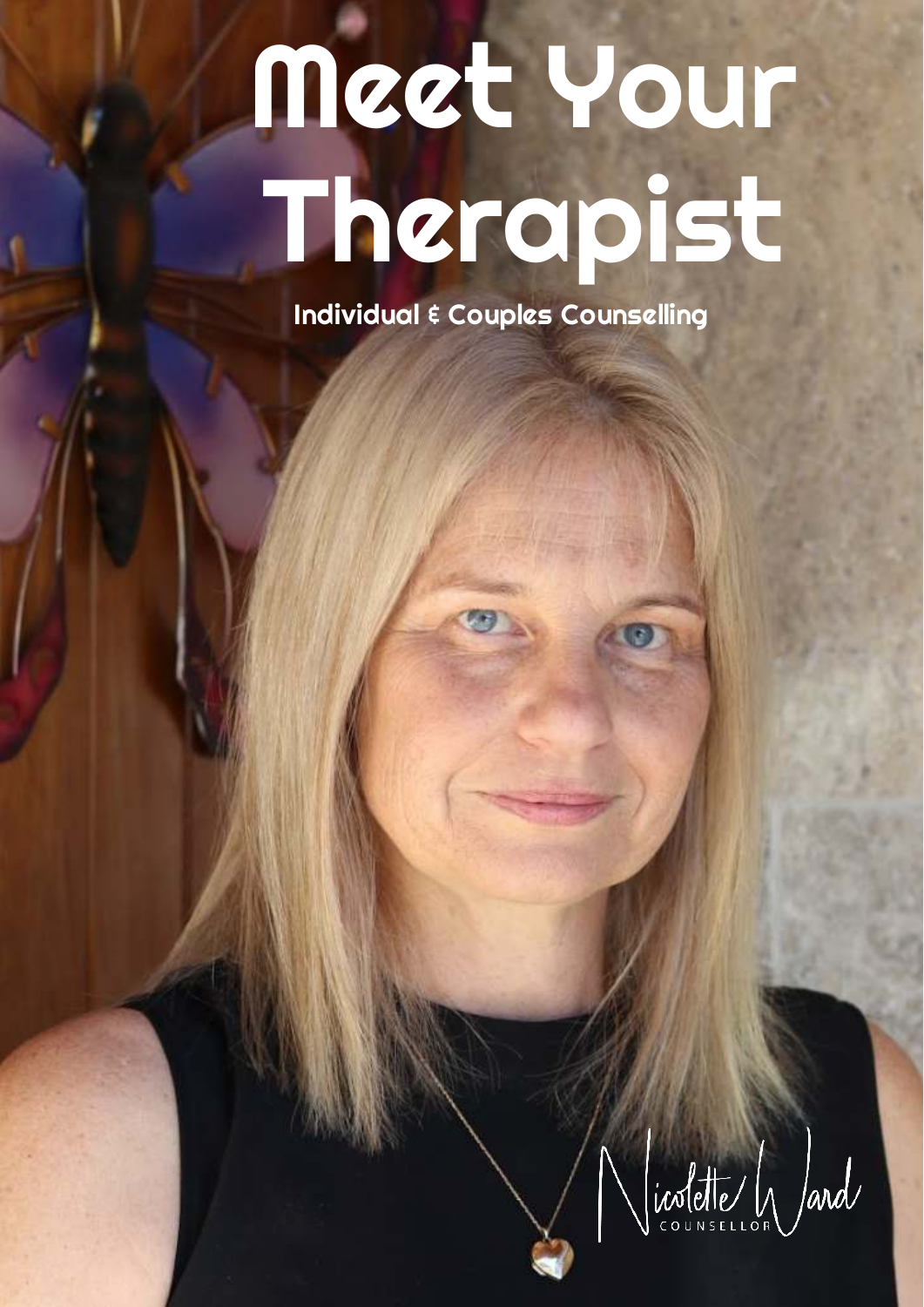# Meet Your Therapist

**Individual & Couples Counselling**

Nicolette Ward
COUNSELLOR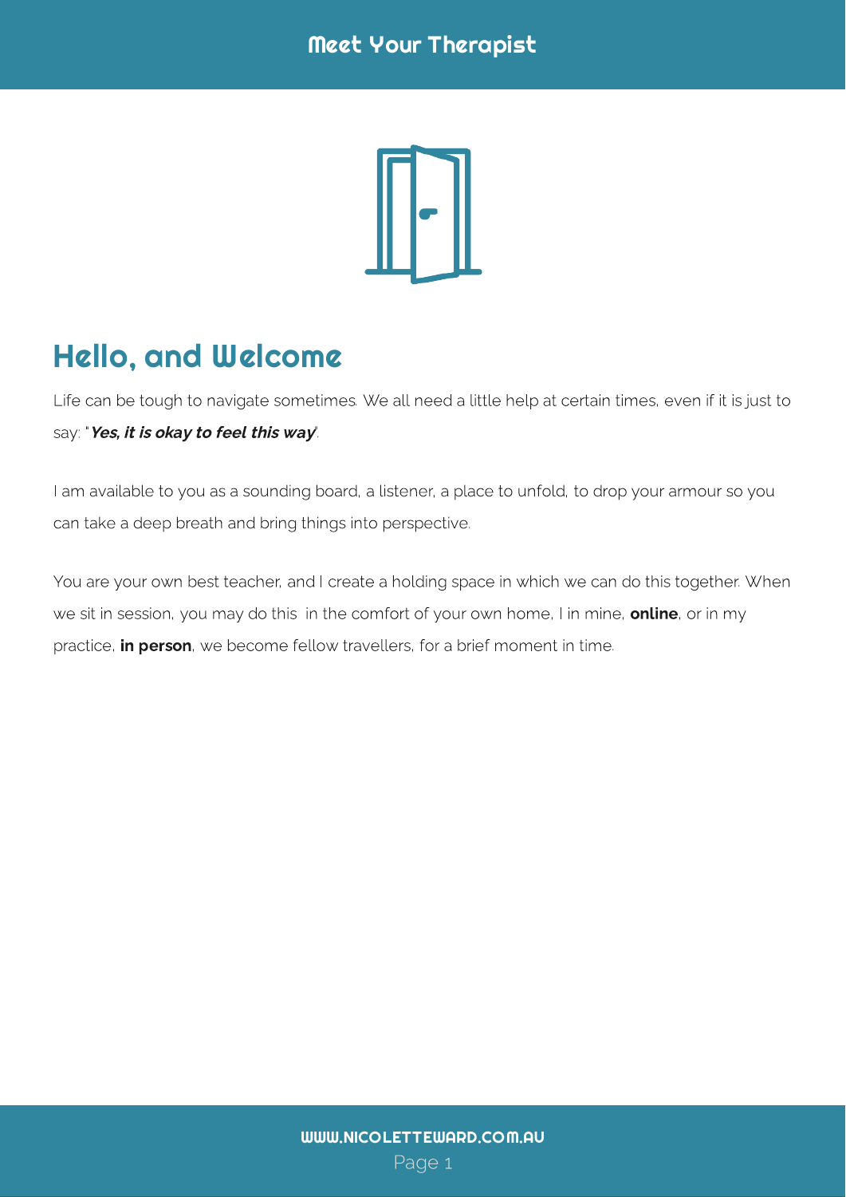# Meet Your Therapist

## Hello, and Welcome

Life can be tough to navigate sometimes. We all need a little help at certain times, even if it is just to say: "***Yes, it is okay to feel this way***".

I am available to you as a sounding board, a listener, a place to unfold, to drop your armour so you can take a deep breath and bring things into perspective.

You are your own best teacher, and I create a holding space in which we can do this together. When we sit in session, you may do this in the comfort of your own home, I in mine, **online**, or in my practice, **in person**, we become fellow travellers, for a brief moment in time.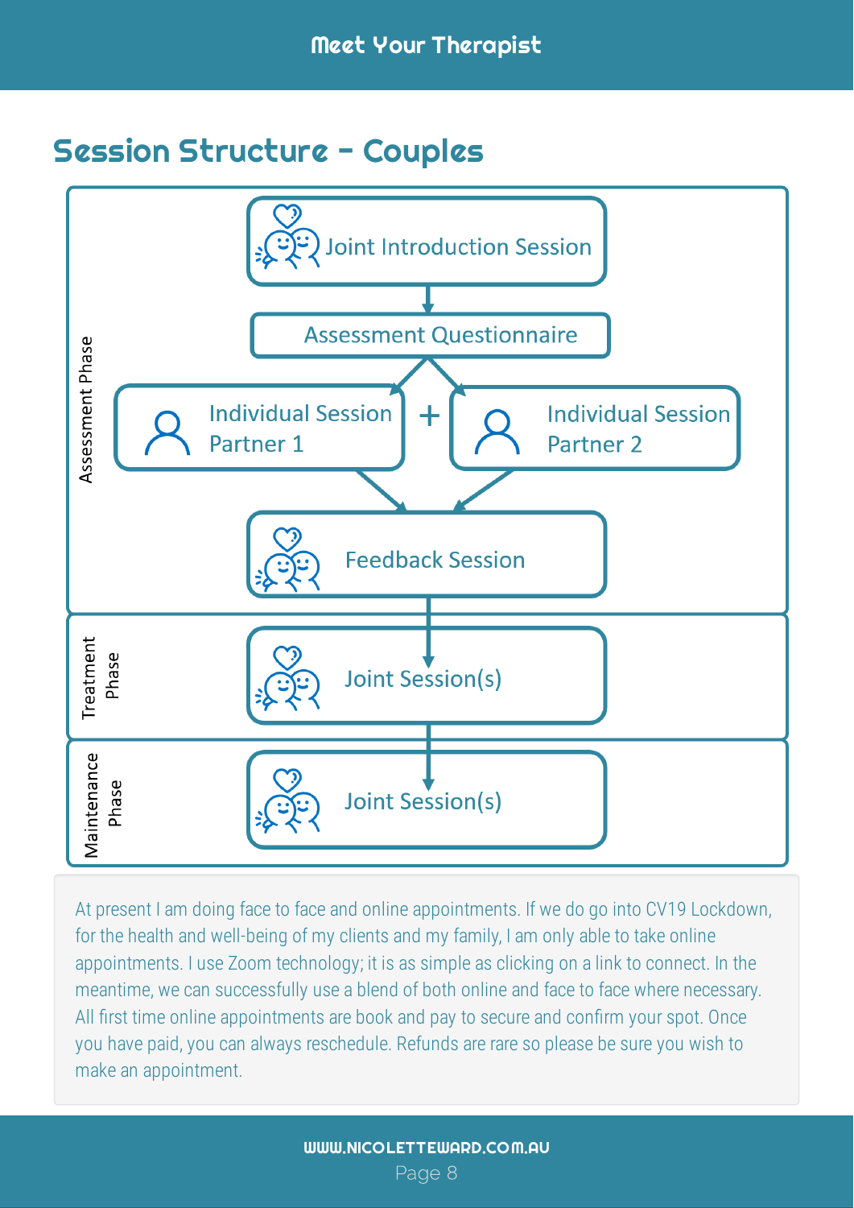## Session Structure – Couples

**Assessment Phase**

- Joint Introduction Session
- Assessment Questionnaire
- Individual Session Partner 1 + Individual Session Partner 2
- Feedback Session

**Treatment Phase**

- Joint Session(s)

**Maintenance Phase**

- Joint Session(s)

At present I am doing face to face and online appointments. If we do go into CV19 Lockdown, for the health and well-being of my clients and my family, I am only able to take online appointments. I use Zoom technology; it is as simple as clicking on a link to connect. In the meantime, we can successfully use a blend of both online and face to face where necessary. All first time online appointments are book and pay to secure and confirm your spot. Once you have paid, you can always reschedule. Refunds are rare so please be sure you wish to make an appointment.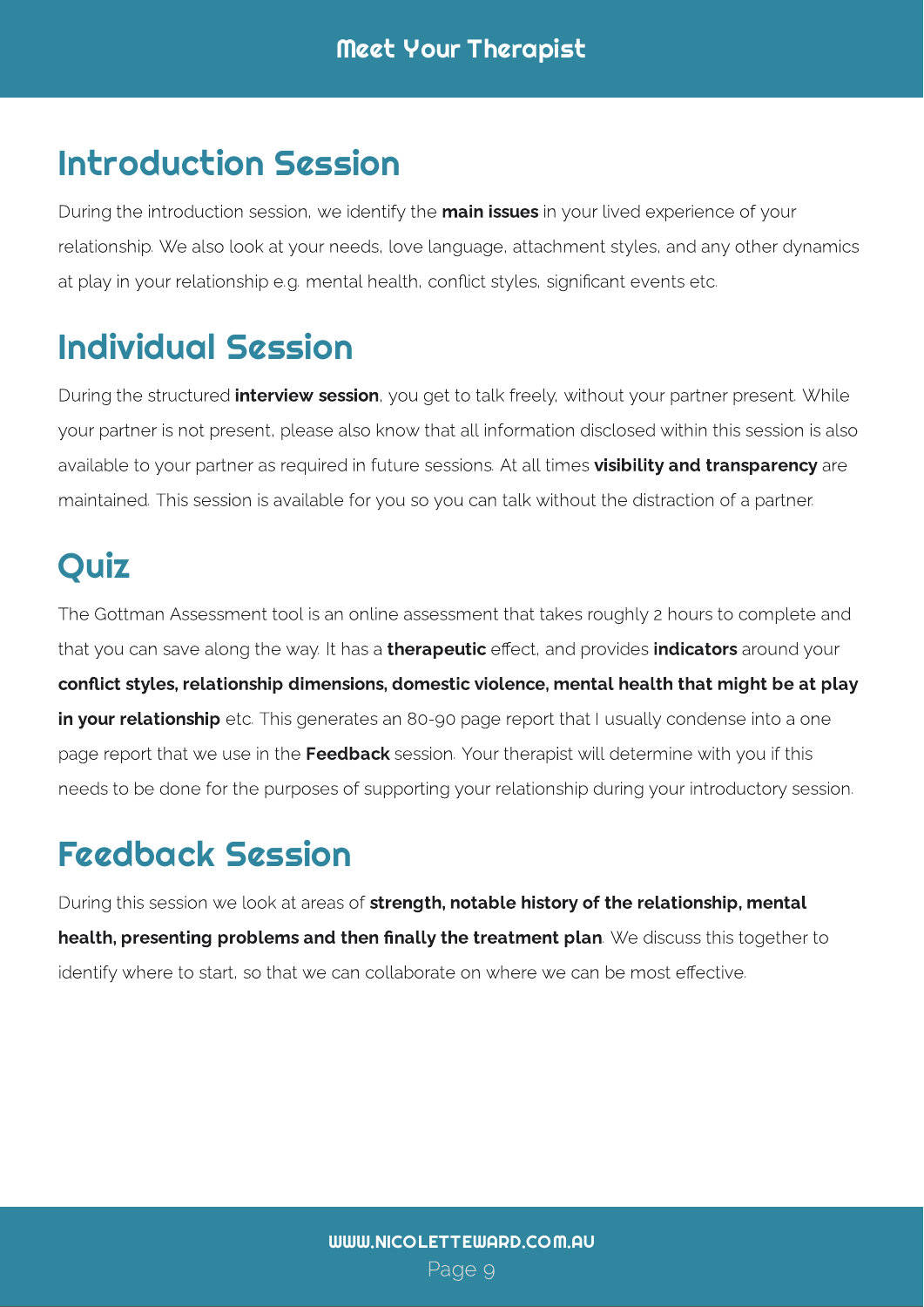## Introduction Session

During the introduction session, we identify the **main issues** in your lived experience of your relationship. We also look at your needs, love language, attachment styles, and any other dynamics at play in your relationship e.g. mental health, conflict styles, significant events etc.

## Individual Session

During the structured **interview session**, you get to talk freely, without your partner present. While your partner is not present, please also know that all information disclosed within this session is also available to your partner as required in future sessions. At all times **visibility and transparency** are maintained. This session is available for you so you can talk without the distraction of a partner.

## Quiz

The Gottman Assessment tool is an online assessment that takes roughly 2 hours to complete and that you can save along the way. It has a **therapeutic** effect, and provides **indicators** around your **conflict styles, relationship dimensions, domestic violence, mental health that might be at play in your relationship** etc. This generates an 80-90 page report that I usually condense into a one page report that we use in the **Feedback** session. Your therapist will determine with you if this needs to be done for the purposes of supporting your relationship during your introductory session.

## Feedback Session

During this session we look at areas of **strength, notable history of the relationship, mental health, presenting problems and then finally the treatment plan**. We discuss this together to identify where to start, so that we can collaborate on where we can be most effective.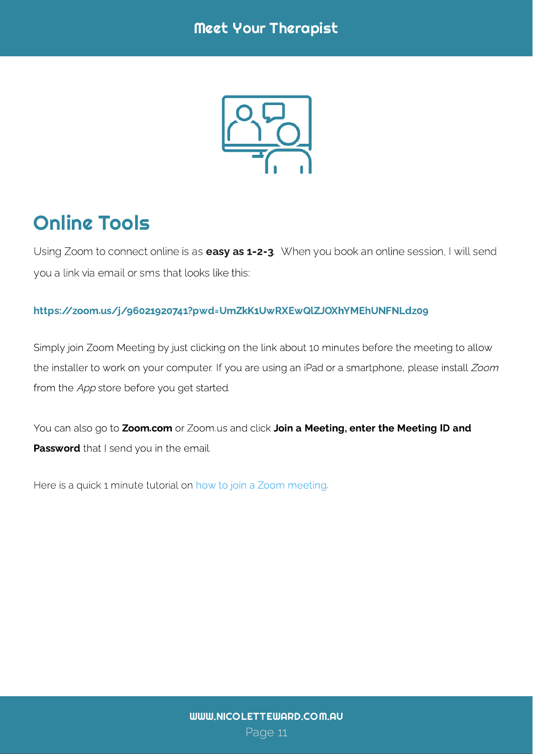## Online Tools

Using Zoom to connect online is as **easy as 1-2-3**. When you book an online session, I will send you a link via email or sms that looks like this:

**https://zoom.us/j/96021920741?pwd=UmZkK1UwRXEwQlZJOXhYMEhUNFNLdz09**

Simply join Zoom Meeting by just clicking on the link about 10 minutes before the meeting to allow the installer to work on your computer. If you are using an iPad or a smartphone, please install *Zoom* from the *App* store before you get started.

You can also go to **Zoom.com** or Zoom.us and click **Join a Meeting, enter the Meeting ID and Password** that I send you in the email.

Here is a quick 1 minute tutorial on how to join a Zoom meeting.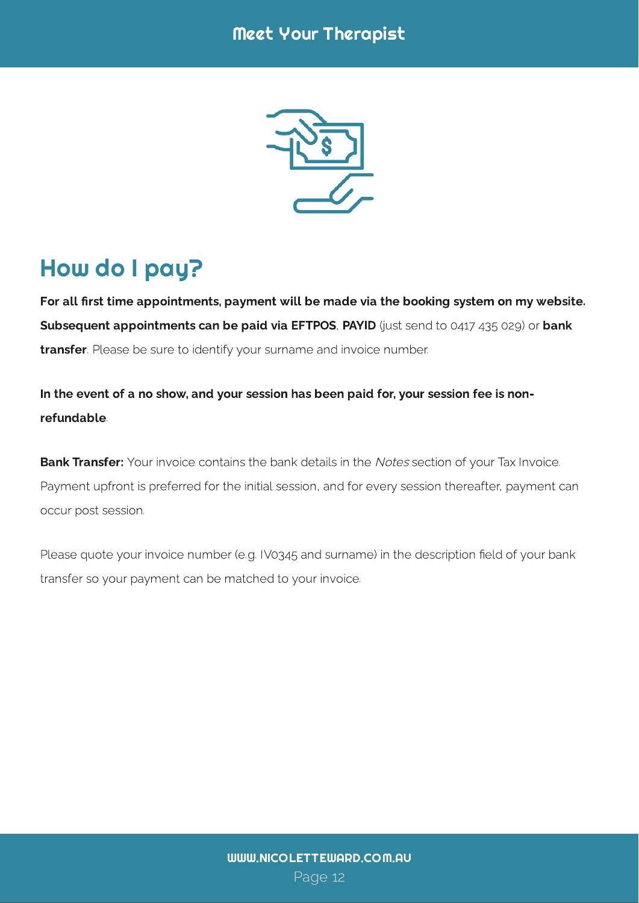## How do I pay?

**For all first time appointments, payment will be made via the booking system on my website. Subsequent appointments can be paid via EFTPOS**, **PAYID** (just send to 0417 435 029) or **bank transfer**. Please be sure to identify your surname and invoice number.

**In the event of a no show, and your session has been paid for, your session fee is non-refundable**.

**Bank Transfer:** Your invoice contains the bank details in the *Notes* section of your Tax Invoice. Payment upfront is preferred for the initial session, and for every session thereafter, payment can occur post session.

Please quote your invoice number (e.g. IV0345 and surname) in the description field of your bank transfer so your payment can be matched to your invoice.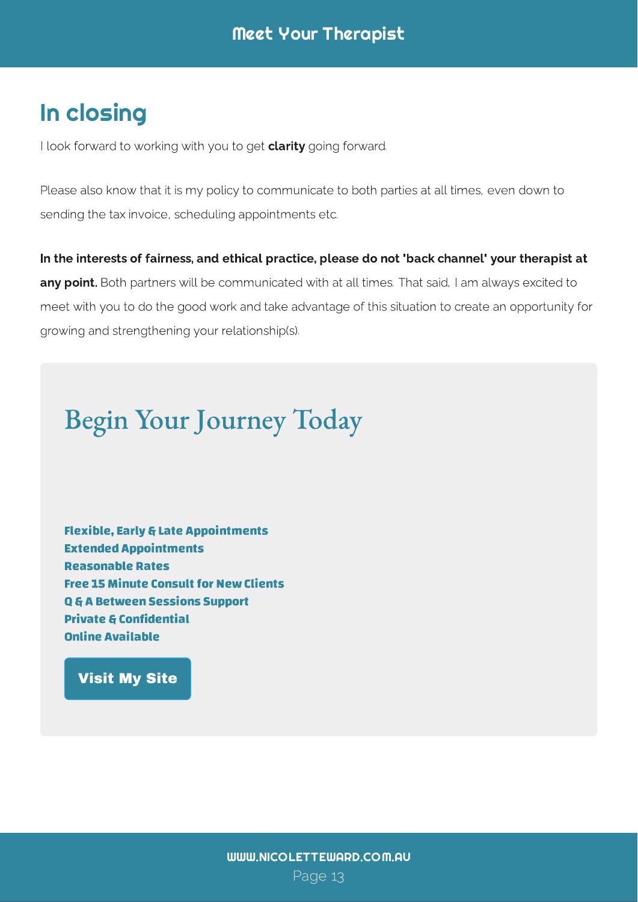## In closing

I look forward to working with you to get **clarity** going forward.

Please also know that it is my policy to communicate to both parties at all times, even down to sending the tax invoice, scheduling appointments etc.

**In the interests of fairness, and ethical practice, please do not 'back channel' your therapist at any point.** Both partners will be communicated with at all times. That said, I am always excited to meet with you to do the good work and take advantage of this situation to create an opportunity for growing and strengthening your relationship(s).

## Begin Your Journey Today

**Flexible, Early & Late Appointments**
**Extended Appointments**
**Reasonable Rates**
**Free 15 Minute Consult for New Clients**
**Q & A Between Sessions Support**
**Private & Confidential**
**Online Available**

**Visit My Site**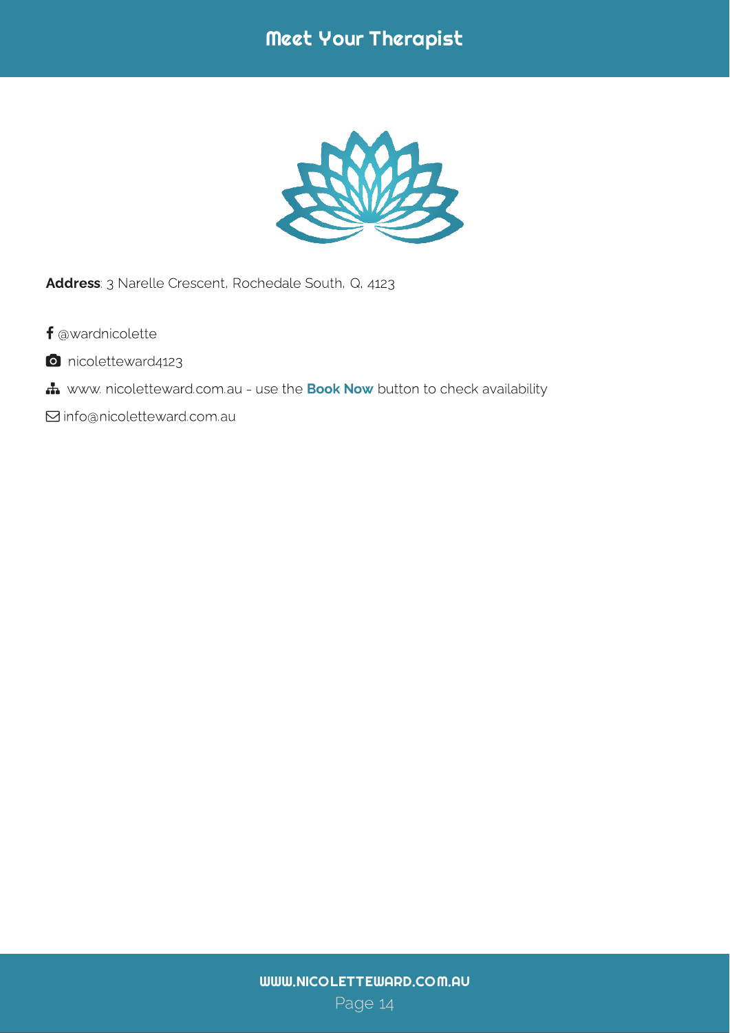# Meet Your Therapist

**Address**: 3 Narelle Crescent, Rochedale South, Q, 4123

@wardnicolette

nicoletteward4123

www. nicoletteward.com.au - use the **Book Now** button to check availability

info@nicoletteward.com.au